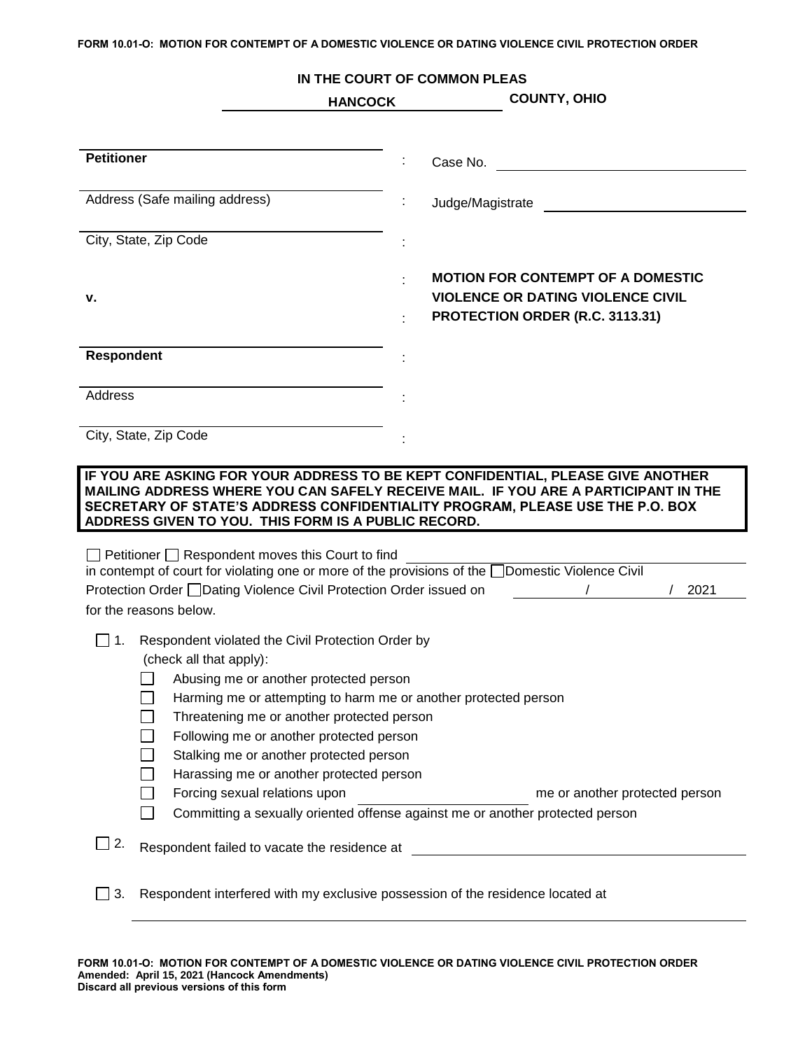FORM 10.01-O: MOTION FOR CONTEMPT OF A DOMESTIC VIOLENCE OR DATING VIOLENCE CIVIL PROTECTION ORDER

**IN THE COURT OF COMMON PLEAS**

**HANCOCK COUNTY, OHIO**

| | | |
|---|---|---|
| **Petitioner** | : | Case No. ______________________ |
| Address (Safe mailing address) | : | Judge/Magistrate ______________________ |
| City, State, Zip Code | : | |
| | : | **MOTION FOR CONTEMPT OF A DOMESTIC VIOLENCE OR DATING VIOLENCE CIVIL PROTECTION ORDER (R.C. 3113.31)** |
| **v.** | : | |
| **Respondent** | : | |
| Address | : | |
| City, State, Zip Code | : | |

**IF YOU ARE ASKING FOR YOUR ADDRESS TO BE KEPT CONFIDENTIAL, PLEASE GIVE ANOTHER MAILING ADDRESS WHERE YOU CAN SAFELY RECEIVE MAIL. IF YOU ARE A PARTICIPANT IN THE SECRETARY OF STATE'S ADDRESS CONFIDENTIALITY PROGRAM, PLEASE USE THE P.O. BOX ADDRESS GIVEN TO YOU. THIS FORM IS A PUBLIC RECORD.**

☐ Petitioner ☐ Respondent moves this Court to find ______________________ in contempt of court for violating one or more of the provisions of the ☐ Domestic Violence Civil Protection Order ☐ Dating Violence Civil Protection Order issued on ________ / ________ / 2021 for the reasons below.

☐ 1. Respondent violated the Civil Protection Order by (check all that apply):

- ☐ Abusing me or another protected person
- ☐ Harming me or attempting to harm me or another protected person
- ☐ Threatening me or another protected person
- ☐ Following me or another protected person
- ☐ Stalking me or another protected person
- ☐ Harassing me or another protected person
- ☐ Forcing sexual relations upon ______________________ me or another protected person
- ☐ Committing a sexually oriented offense against me or another protected person

☐ 2. Respondent failed to vacate the residence at ______________________

☐ 3. Respondent interfered with my exclusive possession of the residence located at ______________________

FORM 10.01-O: MOTION FOR CONTEMPT OF A DOMESTIC VIOLENCE OR DATING VIOLENCE CIVIL PROTECTION ORDER
Amended: April 15, 2021 (Hancock Amendments)
Discard all previous versions of this form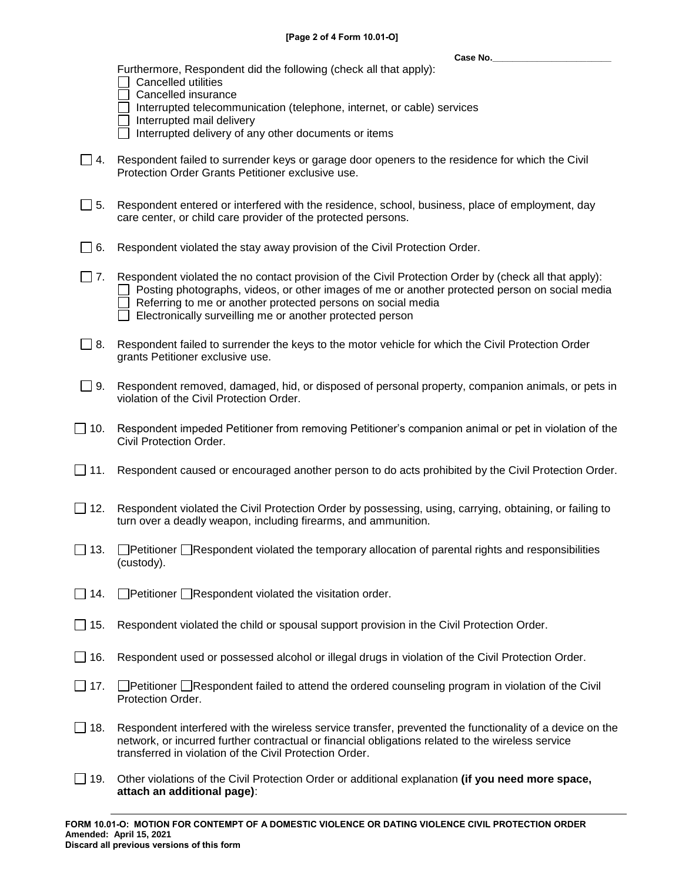Case No.______________________

Furthermore, Respondent did the following (check all that apply):

- [ ] Cancelled utilities
- [ ] Cancelled insurance
- [ ] Interrupted telecommunication (telephone, internet, or cable) services
- [ ] Interrupted mail delivery
- [ ] Interrupted delivery of any other documents or items

☐ 4. Respondent failed to surrender keys or garage door openers to the residence for which the Civil Protection Order Grants Petitioner exclusive use.

☐ 5. Respondent entered or interfered with the residence, school, business, place of employment, day care center, or child care provider of the protected persons.

☐ 6. Respondent violated the stay away provision of the Civil Protection Order.

☐ 7. Respondent violated the no contact provision of the Civil Protection Order by (check all that apply):

- [ ] Posting photographs, videos, or other images of me or another protected person on social media
- [ ] Referring to me or another protected persons on social media
- [ ] Electronically surveilling me or another protected person

☐ 8. Respondent failed to surrender the keys to the motor vehicle for which the Civil Protection Order grants Petitioner exclusive use.

☐ 9. Respondent removed, damaged, hid, or disposed of personal property, companion animals, or pets in violation of the Civil Protection Order.

☐ 10. Respondent impeded Petitioner from removing Petitioner's companion animal or pet in violation of the Civil Protection Order.

☐ 11. Respondent caused or encouraged another person to do acts prohibited by the Civil Protection Order.

☐ 12. Respondent violated the Civil Protection Order by possessing, using, carrying, obtaining, or failing to turn over a deadly weapon, including firearms, and ammunition.

☐ 13. ☐Petitioner ☐Respondent violated the temporary allocation of parental rights and responsibilities (custody).

☐ 14. ☐Petitioner ☐Respondent violated the visitation order.

☐ 15. Respondent violated the child or spousal support provision in the Civil Protection Order.

☐ 16. Respondent used or possessed alcohol or illegal drugs in violation of the Civil Protection Order.

☐ 17. ☐Petitioner ☐Respondent failed to attend the ordered counseling program in violation of the Civil Protection Order.

☐ 18. Respondent interfered with the wireless service transfer, prevented the functionality of a device on the network, or incurred further contractual or financial obligations related to the wireless service transferred in violation of the Civil Protection Order.

☐ 19. Other violations of the Civil Protection Order or additional explanation **(if you need more space, attach an additional page)**:

______________________________________________________________________________

**FORM 10.01-O: MOTION FOR CONTEMPT OF A DOMESTIC VIOLENCE OR DATING VIOLENCE CIVIL PROTECTION ORDER**
**Amended: April 15, 2021**
**Discard all previous versions of this form**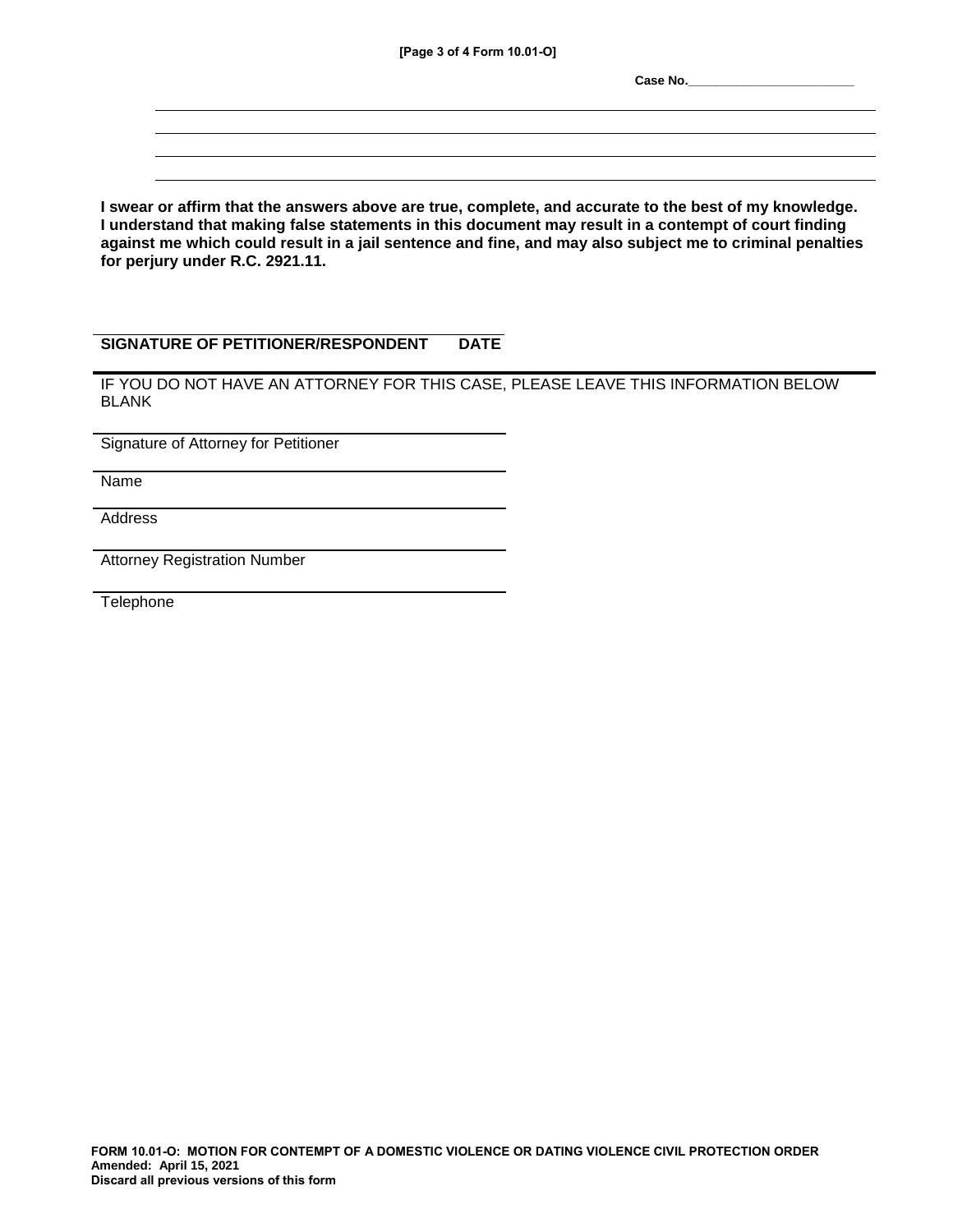Case No.________________________

\_\_\_\_\_\_\_\_\_\_\_\_\_\_\_\_\_\_\_\_\_\_\_\_\_\_\_\_\_\_\_\_\_\_\_\_\_\_\_\_\_\_\_\_\_\_\_\_\_\_\_\_\_\_\_\_\_\_\_\_\_\_\_\_\_\_\_\_\_\_\_\_\_\_\_\_

\_\_\_\_\_\_\_\_\_\_\_\_\_\_\_\_\_\_\_\_\_\_\_\_\_\_\_\_\_\_\_\_\_\_\_\_\_\_\_\_\_\_\_\_\_\_\_\_\_\_\_\_\_\_\_\_\_\_\_\_\_\_\_\_\_\_\_\_\_\_\_\_\_\_\_\_

\_\_\_\_\_\_\_\_\_\_\_\_\_\_\_\_\_\_\_\_\_\_\_\_\_\_\_\_\_\_\_\_\_\_\_\_\_\_\_\_\_\_\_\_\_\_\_\_\_\_\_\_\_\_\_\_\_\_\_\_\_\_\_\_\_\_\_\_\_\_\_\_\_\_\_\_

\_\_\_\_\_\_\_\_\_\_\_\_\_\_\_\_\_\_\_\_\_\_\_\_\_\_\_\_\_\_\_\_\_\_\_\_\_\_\_\_\_\_\_\_\_\_\_\_\_\_\_\_\_\_\_\_\_\_\_\_\_\_\_\_\_\_\_\_\_\_\_\_\_\_\_\_

**I swear or affirm that the answers above are true, complete, and accurate to the best of my knowledge. I understand that making false statements in this document may result in a contempt of court finding against me which could result in a jail sentence and fine, and may also subject me to criminal penalties for perjury under R.C. 2921.11.**

\_\_\_\_\_\_\_\_\_\_\_\_\_\_\_\_\_\_\_\_\_\_\_\_\_\_\_\_\_\_\_\_\_\_\_\_\_\_\_\_\_\_

**SIGNATURE OF PETITIONER/RESPONDENT DATE**

---

IF YOU DO NOT HAVE AN ATTORNEY FOR THIS CASE, PLEASE LEAVE THIS INFORMATION BELOW BLANK

\_\_\_\_\_\_\_\_\_\_\_\_\_\_\_\_\_\_\_\_\_\_\_\_\_\_\_\_\_\_\_\_\_\_\_\_\_\_\_\_\_\_

Signature of Attorney for Petitioner

\_\_\_\_\_\_\_\_\_\_\_\_\_\_\_\_\_\_\_\_\_\_\_\_\_\_\_\_\_\_\_\_\_\_\_\_\_\_\_\_\_\_

Name

\_\_\_\_\_\_\_\_\_\_\_\_\_\_\_\_\_\_\_\_\_\_\_\_\_\_\_\_\_\_\_\_\_\_\_\_\_\_\_\_\_\_

Address

\_\_\_\_\_\_\_\_\_\_\_\_\_\_\_\_\_\_\_\_\_\_\_\_\_\_\_\_\_\_\_\_\_\_\_\_\_\_\_\_\_\_

Attorney Registration Number

\_\_\_\_\_\_\_\_\_\_\_\_\_\_\_\_\_\_\_\_\_\_\_\_\_\_\_\_\_\_\_\_\_\_\_\_\_\_\_\_\_\_

Telephone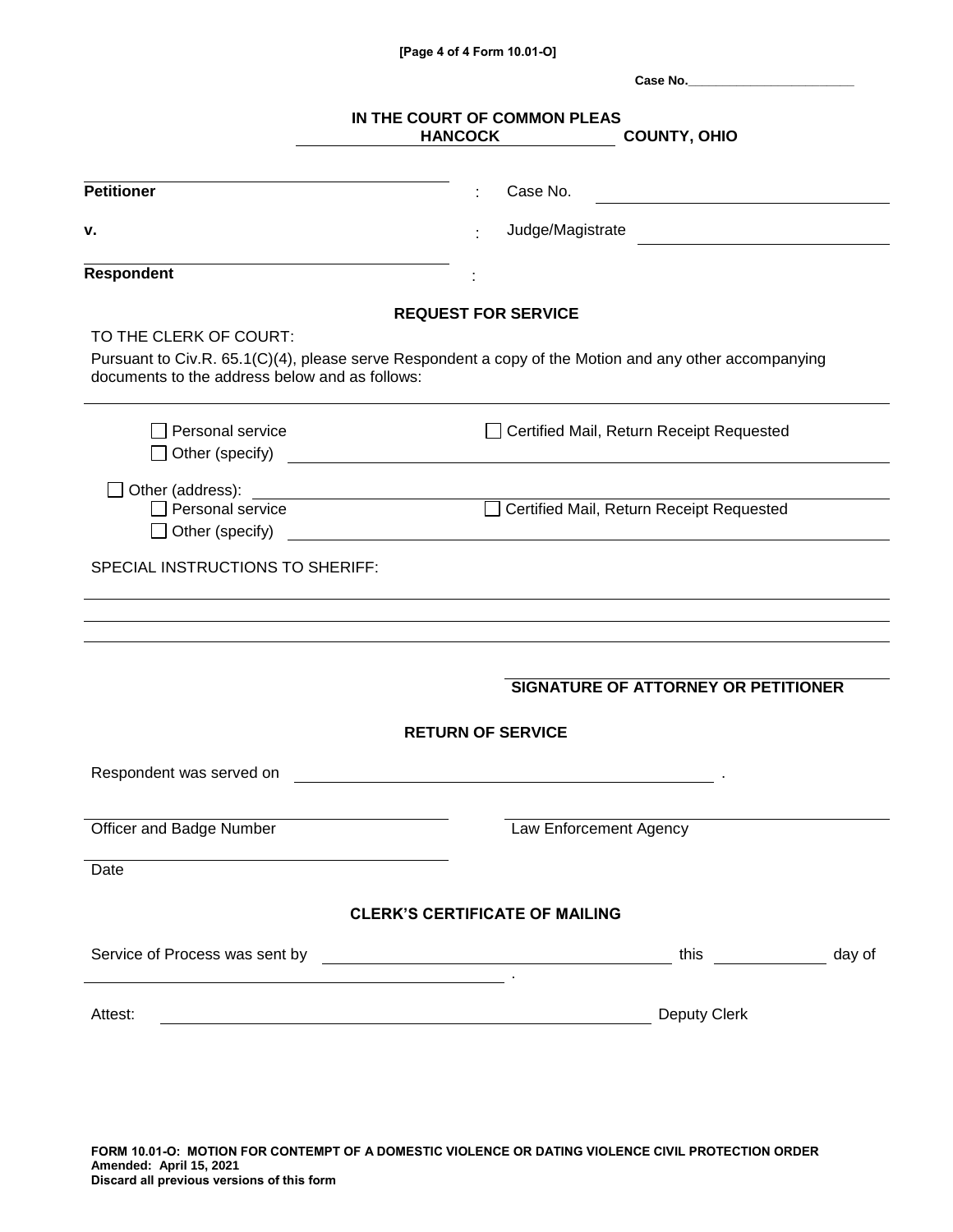Case No.________________________

**IN THE COURT OF COMMON PLEAS**
**________HANCOCK________ COUNTY, OHIO**

| | | |
|---|---|---|
| ______________________________ **Petitioner** | : | Case No. ______________________ |
| **v.** | : | Judge/Magistrate ______________________ |
| ______________________________ **Respondent** | : | |

## REQUEST FOR SERVICE

TO THE CLERK OF COURT:

Pursuant to Civ.R. 65.1(C)(4), please serve Respondent a copy of the Motion and any other accompanying documents to the address below and as follows:

______________________________________________________________________

☐ Personal service ☐ Certified Mail, Return Receipt Requested
☐ Other (specify) ______________________________________________

☐ Other (address): ______________________________________________
☐ Personal service ☐ Certified Mail, Return Receipt Requested
☐ Other (specify) ______________________________________________

SPECIAL INSTRUCTIONS TO SHERIFF:

______________________________________________________________________
______________________________________________________________________
______________________________________________________________________

______________________________
**SIGNATURE OF ATTORNEY OR PETITIONER**

## RETURN OF SERVICE

Respondent was served on ______________________________________ .

______________________________ ______________________________
Officer and Badge Number Law Enforcement Agency

______________________________
Date

## CLERK'S CERTIFICATE OF MAILING

Service of Process was sent by ______________________________ this __________ day of ______________________________ .

Attest: ______________________________________________ Deputy Clerk

**FORM 10.01-O: MOTION FOR CONTEMPT OF A DOMESTIC VIOLENCE OR DATING VIOLENCE CIVIL PROTECTION ORDER**
**Amended: April 15, 2021**
**Discard all previous versions of this form**